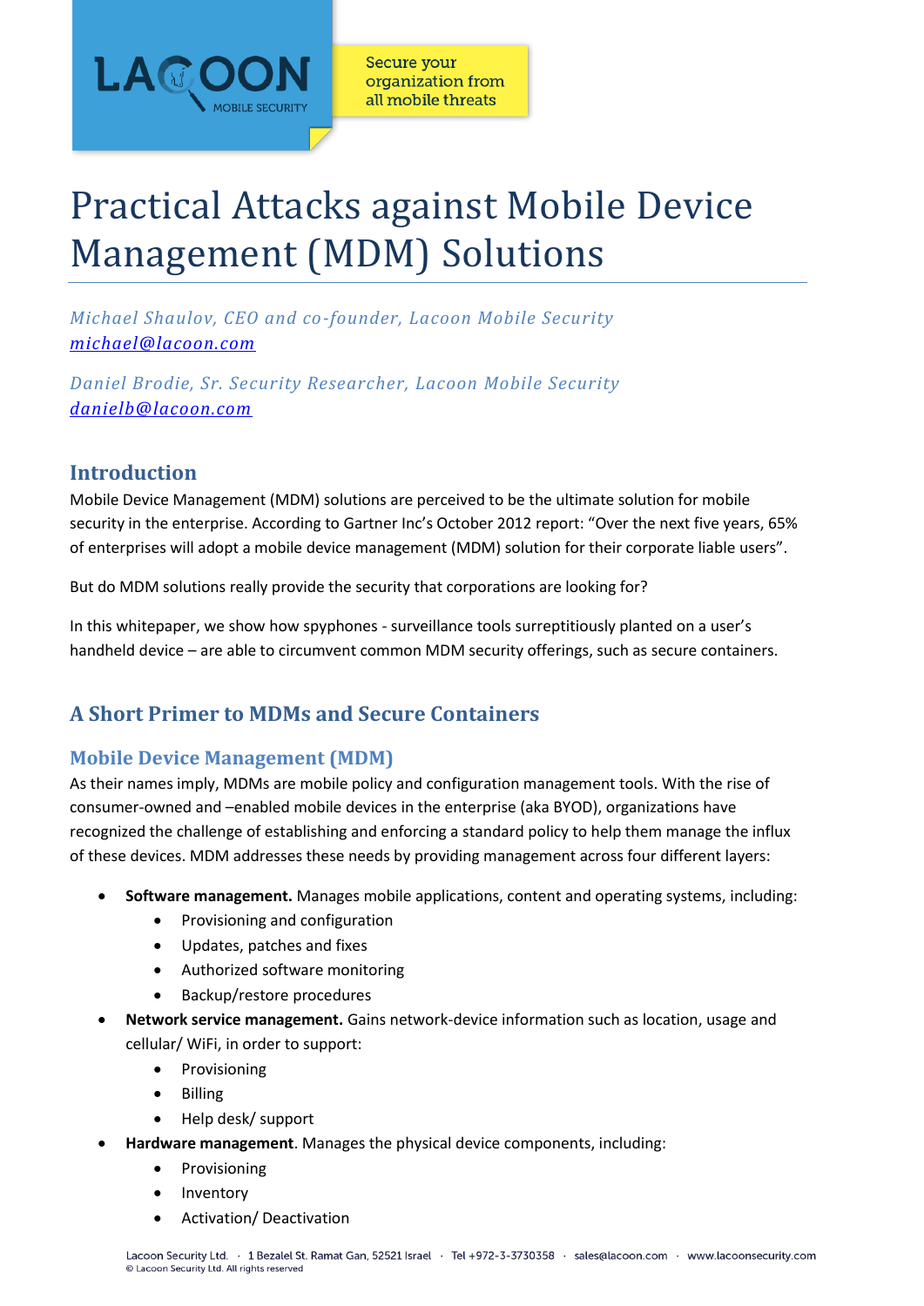# Practical Attacks against Mobile Device Management (MDM) Solutions

*Michael Shaulov, CEO and co-founder, Lacoon Mobile Security*
michael@lacoon.com

*Daniel Brodie, Sr. Security Researcher, Lacoon Mobile Security*
danielb@lacoon.com

## Introduction

Mobile Device Management (MDM) solutions are perceived to be the ultimate solution for mobile security in the enterprise. According to Gartner Inc's October 2012 report: "Over the next five years, 65% of enterprises will adopt a mobile device management (MDM) solution for their corporate liable users".

But do MDM solutions really provide the security that corporations are looking for?

In this whitepaper, we show how spyphones - surveillance tools surreptitiously planted on a user's handheld device – are able to circumvent common MDM security offerings, such as secure containers.

## A Short Primer to MDMs and Secure Containers

### Mobile Device Management (MDM)

As their names imply, MDMs are mobile policy and configuration management tools. With the rise of consumer-owned and –enabled mobile devices in the enterprise (aka BYOD), organizations have recognized the challenge of establishing and enforcing a standard policy to help them manage the influx of these devices. MDM addresses these needs by providing management across four different layers:

- **Software management.** Manages mobile applications, content and operating systems, including:
  - Provisioning and configuration
  - Updates, patches and fixes
  - Authorized software monitoring
  - Backup/restore procedures
- **Network service management.** Gains network-device information such as location, usage and cellular/ WiFi, in order to support:
  - Provisioning
  - Billing
  - Help desk/ support
- **Hardware management**. Manages the physical device components, including:
  - Provisioning
  - Inventory
  - Activation/ Deactivation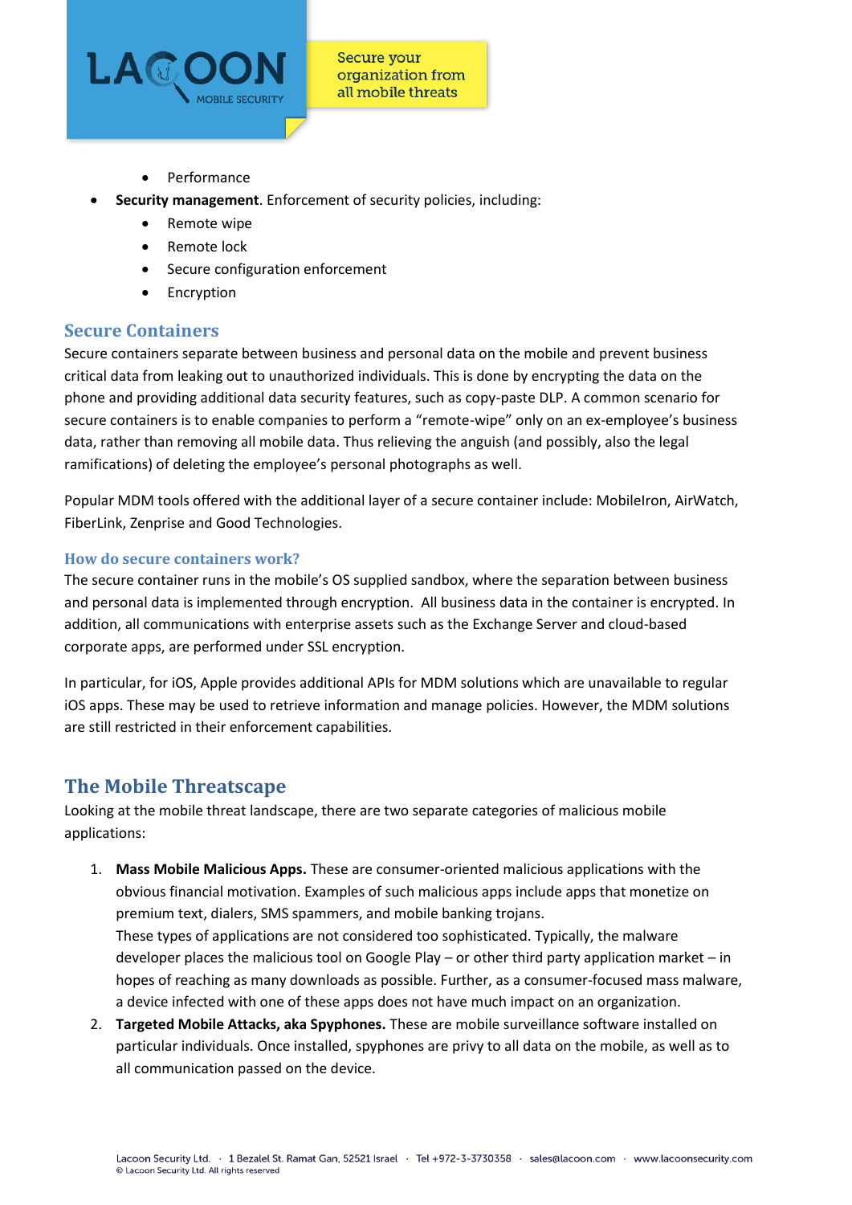- Performance
- **Security management**. Enforcement of security policies, including:
    - Remote wipe
    - Remote lock
    - Secure configuration enforcement
    - Encryption

## Secure Containers

Secure containers separate between business and personal data on the mobile and prevent business critical data from leaking out to unauthorized individuals. This is done by encrypting the data on the phone and providing additional data security features, such as copy-paste DLP. A common scenario for secure containers is to enable companies to perform a "remote-wipe" only on an ex-employee's business data, rather than removing all mobile data. Thus relieving the anguish (and possibly, also the legal ramifications) of deleting the employee's personal photographs as well.

Popular MDM tools offered with the additional layer of a secure container include: MobileIron, AirWatch, FiberLink, Zenprise and Good Technologies.

### How do secure containers work?

The secure container runs in the mobile's OS supplied sandbox, where the separation between business and personal data is implemented through encryption. All business data in the container is encrypted. In addition, all communications with enterprise assets such as the Exchange Server and cloud-based corporate apps, are performed under SSL encryption.

In particular, for iOS, Apple provides additional APIs for MDM solutions which are unavailable to regular iOS apps. These may be used to retrieve information and manage policies. However, the MDM solutions are still restricted in their enforcement capabilities.

## The Mobile Threatscape

Looking at the mobile threat landscape, there are two separate categories of malicious mobile applications:

1. **Mass Mobile Malicious Apps.** These are consumer-oriented malicious applications with the obvious financial motivation. Examples of such malicious apps include apps that monetize on premium text, dialers, SMS spammers, and mobile banking trojans.
   These types of applications are not considered too sophisticated. Typically, the malware developer places the malicious tool on Google Play – or other third party application market – in hopes of reaching as many downloads as possible. Further, as a consumer-focused mass malware, a device infected with one of these apps does not have much impact on an organization.
2. **Targeted Mobile Attacks, aka Spyphones.** These are mobile surveillance software installed on particular individuals. Once installed, spyphones are privy to all data on the mobile, as well as to all communication passed on the device.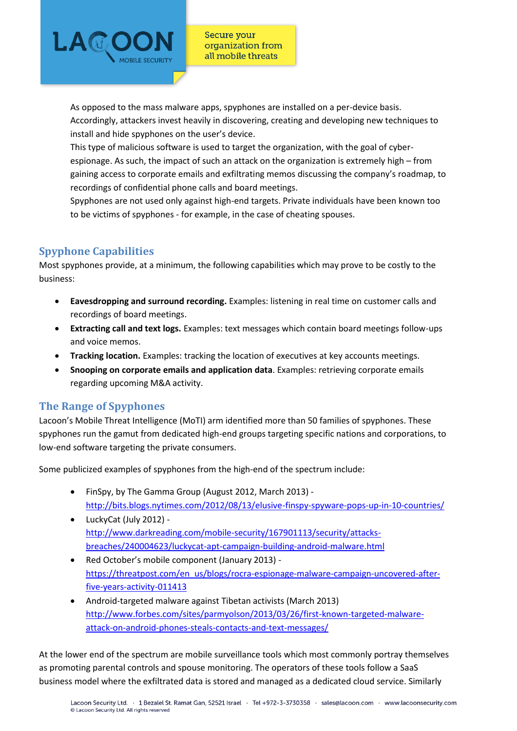As opposed to the mass malware apps, spyphones are installed on a per-device basis. Accordingly, attackers invest heavily in discovering, creating and developing new techniques to install and hide spyphones on the user's device.
This type of malicious software is used to target the organization, with the goal of cyber-espionage. As such, the impact of such an attack on the organization is extremely high – from gaining access to corporate emails and exfiltrating memos discussing the company's roadmap, to recordings of confidential phone calls and board meetings.
Spyphones are not used only against high-end targets. Private individuals have been known too to be victims of spyphones - for example, in the case of cheating spouses.

## Spyphone Capabilities

Most spyphones provide, at a minimum, the following capabilities which may prove to be costly to the business:

- **Eavesdropping and surround recording.** Examples: listening in real time on customer calls and recordings of board meetings.
- **Extracting call and text logs.** Examples: text messages which contain board meetings follow-ups and voice memos.
- **Tracking location.** Examples: tracking the location of executives at key accounts meetings.
- **Snooping on corporate emails and application data**. Examples: retrieving corporate emails regarding upcoming M&A activity.

## The Range of Spyphones

Lacoon's Mobile Threat Intelligence (MoTI) arm identified more than 50 families of spyphones. These spyphones run the gamut from dedicated high-end groups targeting specific nations and corporations, to low-end software targeting the private consumers.

Some publicized examples of spyphones from the high-end of the spectrum include:

- FinSpy, by The Gamma Group (August 2012, March 2013) - http://bits.blogs.nytimes.com/2012/08/13/elusive-finspy-spyware-pops-up-in-10-countries/
- LuckyCat (July 2012) - http://www.darkreading.com/mobile-security/167901113/security/attacks-breaches/240004623/luckycat-apt-campaign-building-android-malware.html
- Red October's mobile component (January 2013) - https://threatpost.com/en_us/blogs/rocra-espionage-malware-campaign-uncovered-after-five-years-activity-011413
- Android-targeted malware against Tibetan activists (March 2013) http://www.forbes.com/sites/parmyolson/2013/03/26/first-known-targeted-malware-attack-on-android-phones-steals-contacts-and-text-messages/

At the lower end of the spectrum are mobile surveillance tools which most commonly portray themselves as promoting parental controls and spouse monitoring. The operators of these tools follow a SaaS business model where the exfiltrated data is stored and managed as a dedicated cloud service. Similarly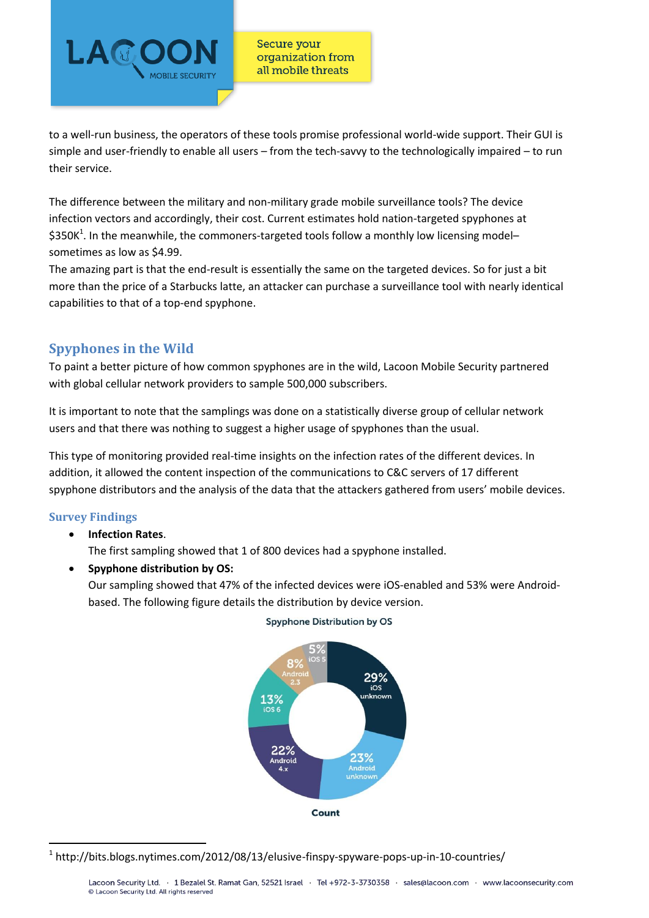to a well-run business, the operators of these tools promise professional world-wide support. Their GUI is simple and user-friendly to enable all users – from the tech-savvy to the technologically impaired – to run their service.

The difference between the military and non-military grade mobile surveillance tools? The device infection vectors and accordingly, their cost. Current estimates hold nation-targeted spyphones at $350K[1]. In the meanwhile, the commoners-targeted tools follow a monthly low licensing model– sometimes as low as $4.99.

The amazing part is that the end-result is essentially the same on the targeted devices. So for just a bit more than the price of a Starbucks latte, an attacker can purchase a surveillance tool with nearly identical capabilities to that of a top-end spyphone.

## Spyphones in the Wild

To paint a better picture of how common spyphones are in the wild, Lacoon Mobile Security partnered with global cellular network providers to sample 500,000 subscribers.

It is important to note that the samplings was done on a statistically diverse group of cellular network users and that there was nothing to suggest a higher usage of spyphones than the usual.

This type of monitoring provided real-time insights on the infection rates of the different devices. In addition, it allowed the content inspection of the communications to C&C servers of 17 different spyphone distributors and the analysis of the data that the attackers gathered from users' mobile devices.

### Survey Findings

- **Infection Rates**.
  The first sampling showed that 1 of 800 devices had a spyphone installed.
- **Spyphone distribution by OS:**
  Our sampling showed that 47% of the infected devices were iOS-enabled and 53% were Android-based. The following figure details the distribution by device version.

Spyphone Distribution by OS

| Segment | Share |
|---|---|
| iOS unknown | 29% |
| Android unknown | 23% |
| Android 4.x | 22% |
| iOS 6 | 13% |
| Android 2.3 | 8% |
| iOS 5 | 5% |

Count

[1] http://bits.blogs.nytimes.com/2012/08/13/elusive-finspy-spyware-pops-up-in-10-countries/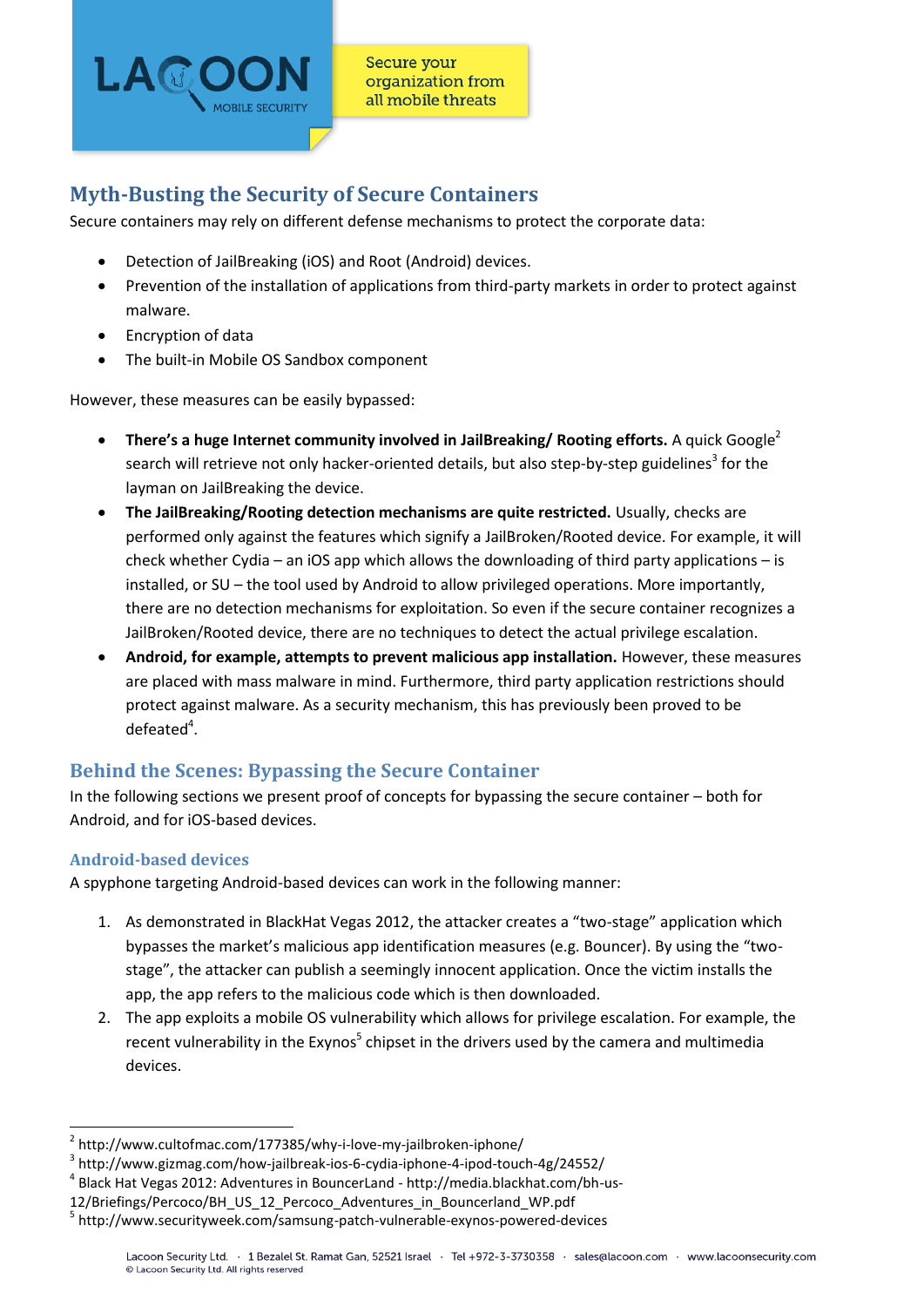## Myth-Busting the Security of Secure Containers

Secure containers may rely on different defense mechanisms to protect the corporate data:

- Detection of JailBreaking (iOS) and Root (Android) devices.
- Prevention of the installation of applications from third-party markets in order to protect against malware.
- Encryption of data
- The built-in Mobile OS Sandbox component

However, these measures can be easily bypassed:

- **There's a huge Internet community involved in JailBreaking/ Rooting efforts.** A quick Google[2] search will retrieve not only hacker-oriented details, but also step-by-step guidelines[3] for the layman on JailBreaking the device.
- **The JailBreaking/Rooting detection mechanisms are quite restricted.** Usually, checks are performed only against the features which signify a JailBroken/Rooted device. For example, it will check whether Cydia – an iOS app which allows the downloading of third party applications – is installed, or SU – the tool used by Android to allow privileged operations. More importantly, there are no detection mechanisms for exploitation. So even if the secure container recognizes a JailBroken/Rooted device, there are no techniques to detect the actual privilege escalation.
- **Android, for example, attempts to prevent malicious app installation.** However, these measures are placed with mass malware in mind. Furthermore, third party application restrictions should protect against malware. As a security mechanism, this has previously been proved to be defeated[4].

## Behind the Scenes: Bypassing the Secure Container

In the following sections we present proof of concepts for bypassing the secure container – both for Android, and for iOS-based devices.

### Android-based devices

A spyphone targeting Android-based devices can work in the following manner:

1. As demonstrated in BlackHat Vegas 2012, the attacker creates a "two-stage" application which bypasses the market's malicious app identification measures (e.g. Bouncer). By using the "two-stage", the attacker can publish a seemingly innocent application. Once the victim installs the app, the app refers to the malicious code which is then downloaded.
2. The app exploits a mobile OS vulnerability which allows for privilege escalation. For example, the recent vulnerability in the Exynos[5] chipset in the drivers used by the camera and multimedia devices.

---

[2] http://www.cultofmac.com/177385/why-i-love-my-jailbroken-iphone/

[3] http://www.gizmag.com/how-jailbreak-ios-6-cydia-iphone-4-ipod-touch-4g/24552/

[4] Black Hat Vegas 2012: Adventures in BouncerLand - http://media.blackhat.com/bh-us-12/Briefings/Percoco/BH_US_12_Percoco_Adventures_in_Bouncerland_WP.pdf

[5] http://www.securityweek.com/samsung-patch-vulnerable-exynos-powered-devices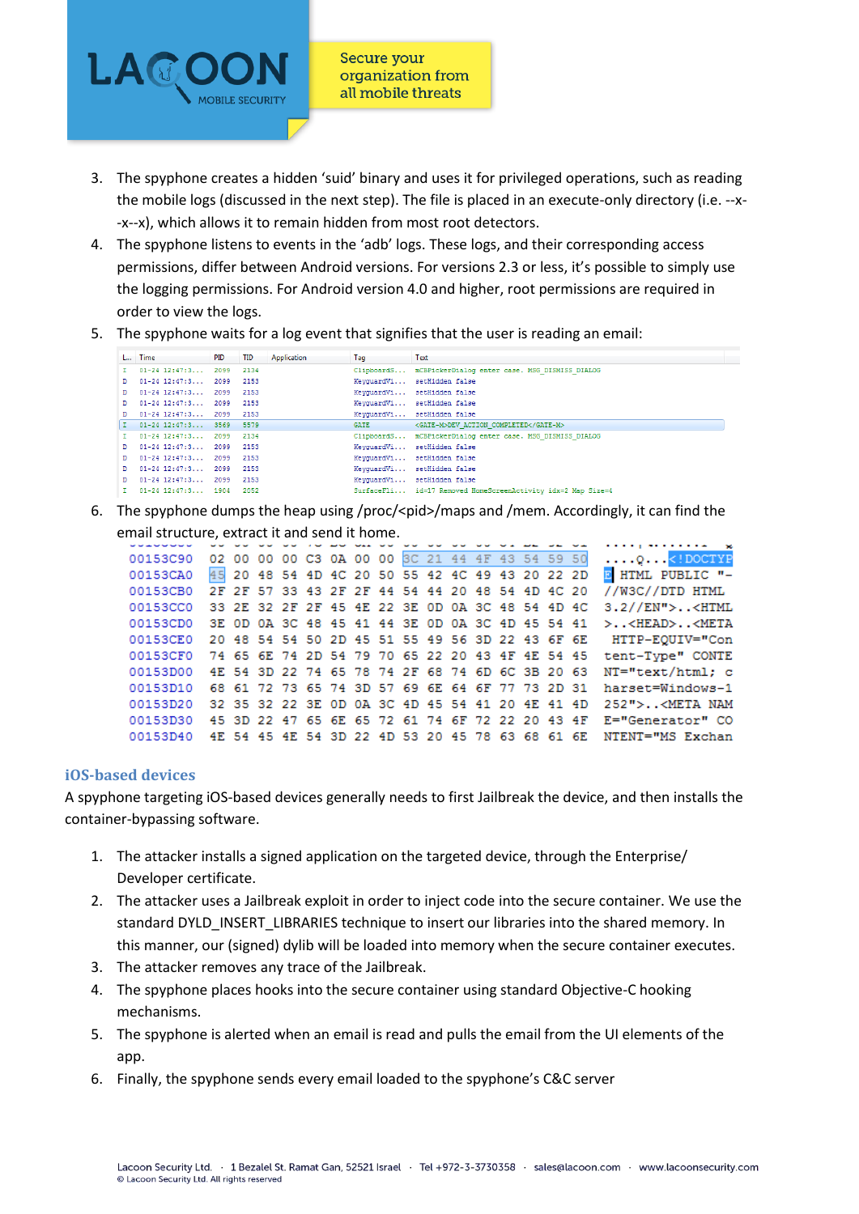3. The spyphone creates a hidden 'suid' binary and uses it for privileged operations, such as reading the mobile logs (discussed in the next step). The file is placed in an execute-only directory (i.e. --x--x--x), which allows it to remain hidden from most root detectors.
4. The spyphone listens to events in the 'adb' logs. These logs, and their corresponding access permissions, differ between Android versions. For versions 2.3 or less, it's possible to simply use the logging permissions. For Android version 4.0 and higher, root permissions are required in order to view the logs.
5. The spyphone waits for a log event that signifies that the user is reading an email:

| L... | Time | PID | TID | Application | Tag | Text |
|---|---|---|---|---|---|---|
| I | 01-24 12:47:3... | 2099 | 2134 | | ClipboardS... | mCBPickerDialog enter case. MSG_DISMISS_DIALOG |
| D | 01-24 12:47:3... | 2099 | 2153 | | KeyguardVi... | setHidden false |
| D | 01-24 12:47:3... | 2099 | 2153 | | KeyguardVi... | setHidden false |
| D | 01-24 12:47:3... | 2099 | 2153 | | KeyguardVi... | setHidden false |
| D | 01-24 12:47:3... | 2099 | 2153 | | KeyguardVi... | setHidden false |
| I | 01-24 12:47:3... | 3569 | 5579 | | GATE | <GATE-M>DEV_ACTION_COMPLETED</GATE-M> |
| I | 01-24 12:47:3... | 2099 | 2134 | | ClipboardS... | mCBPickerDialog enter case. MSG_DISMISS_DIALOG |
| D | 01-24 12:47:3... | 2099 | 2153 | | KeyguardVi... | setHidden false |
| D | 01-24 12:47:3... | 2099 | 2153 | | KeyguardVi... | setHidden false |
| D | 01-24 12:47:3... | 2099 | 2153 | | KeyguardVi... | setHidden false |
| D | 01-24 12:47:3... | 2099 | 2153 | | KeyguardVi... | setHidden false |
| I | 01-24 12:47:3... | 1904 | 2052 | | SurfaceFli... | id=17 Removed HomeScreenActivity idx=2 Map Size=4 |

6. The spyphone dumps the heap using /proc/<pid>/maps and /mem. Accordingly, it can find the email structure, extract it and send it home.

```
00153C90  02 00 00 00 C3 0A 00 00 3C 21 44 4F 43 54 59 50  ....Q...<!DOCTYP
00153CA0  45 20 48 54 4D 4C 20 50 55 42 4C 49 43 20 22 2D  E HTML PUBLIC "-
00153CB0  2F 2F 57 33 43 2F 2F 44 54 44 20 48 54 4D 4C 20  //W3C//DTD HTML 
00153CC0  33 2E 32 2F 2F 45 4E 22 3E 0D 0A 3C 48 54 4D 4C  3.2//EN">..<HTML
00153CD0  3E 0D 0A 3C 48 45 41 44 3E 0D 0A 3C 4D 45 54 41  >..<HEAD>..<META
00153CE0  20 48 54 54 50 2D 45 51 55 49 56 3D 22 43 6F 6E   HTTP-EQUIV="Con
00153CF0  74 65 6E 74 2D 54 79 70 65 22 20 43 4F 4E 54 45  tent-Type" CONTE
00153D00  4E 54 3D 22 74 65 78 74 2F 68 74 6D 6C 3B 20 63  NT="text/html; c
00153D10  68 61 72 73 65 74 3D 57 69 6E 64 6F 77 73 2D 31  harset=Windows-1
00153D20  32 35 32 22 3E 0D 0A 3C 4D 45 54 41 20 4E 41 4D  252">..<META NAM
00153D30  45 3D 22 47 65 6E 65 72 61 74 6F 72 22 20 43 4F  E="Generator" CO
00153D40  4E 54 45 4E 54 3D 22 4D 53 20 45 78 63 68 61 6E  NTENT="MS Exchan
```

### iOS-based devices

A spyphone targeting iOS-based devices generally needs to first Jailbreak the device, and then installs the container-bypassing software.

1. The attacker installs a signed application on the targeted device, through the Enterprise/ Developer certificate.
2. The attacker uses a Jailbreak exploit in order to inject code into the secure container. We use the standard DYLD_INSERT_LIBRARIES technique to insert our libraries into the shared memory. In this manner, our (signed) dylib will be loaded into memory when the secure container executes.
3. The attacker removes any trace of the Jailbreak.
4. The spyphone places hooks into the secure container using standard Objective-C hooking mechanisms.
5. The spyphone is alerted when an email is read and pulls the email from the UI elements of the app.
6. Finally, the spyphone sends every email loaded to the spyphone's C&C server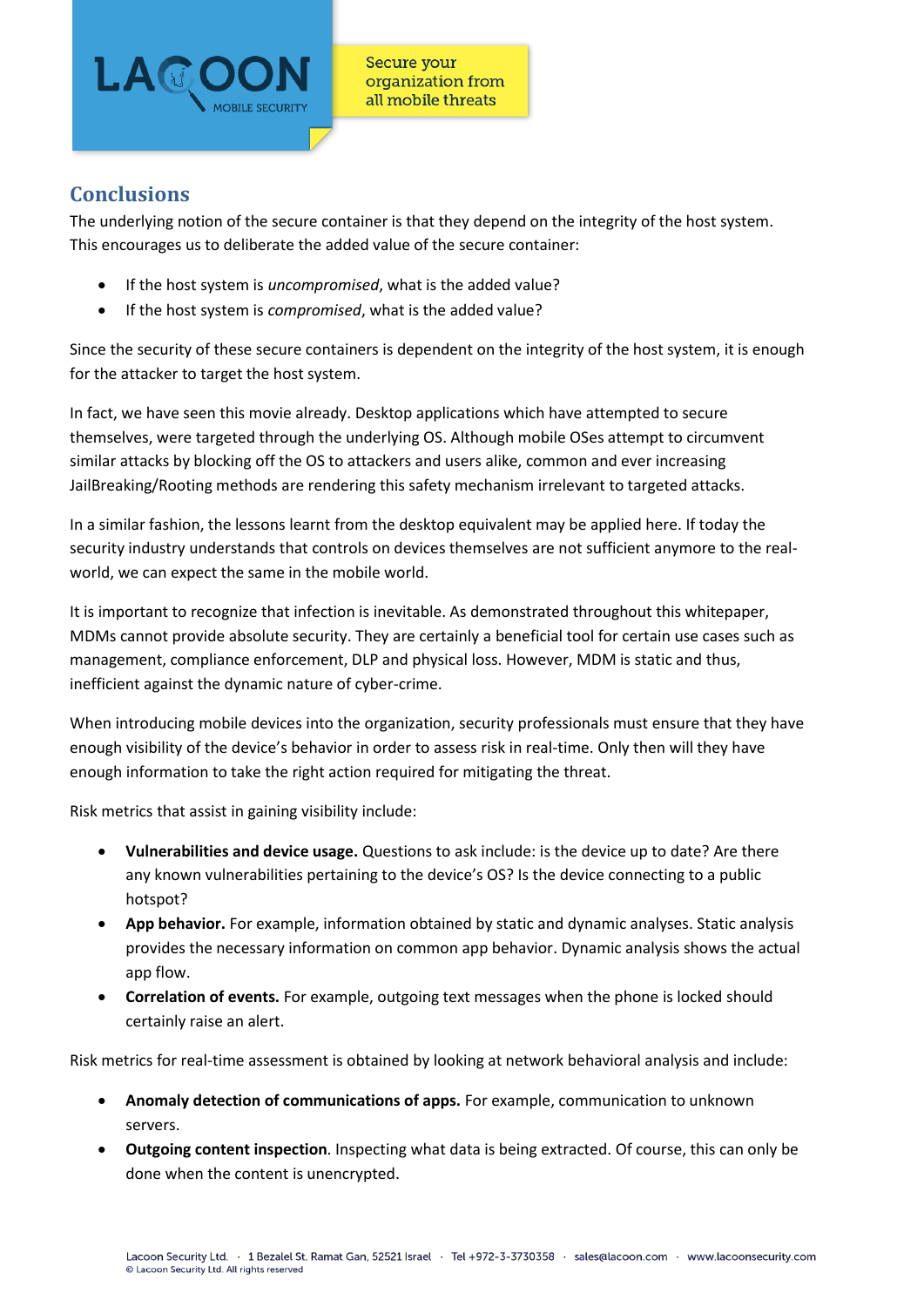## Conclusions

The underlying notion of the secure container is that they depend on the integrity of the host system. This encourages us to deliberate the added value of the secure container:

- If the host system is *uncompromised*, what is the added value?
- If the host system is *compromised*, what is the added value?

Since the security of these secure containers is dependent on the integrity of the host system, it is enough for the attacker to target the host system.

In fact, we have seen this movie already. Desktop applications which have attempted to secure themselves, were targeted through the underlying OS. Although mobile OSes attempt to circumvent similar attacks by blocking off the OS to attackers and users alike, common and ever increasing JailBreaking/Rooting methods are rendering this safety mechanism irrelevant to targeted attacks.

In a similar fashion, the lessons learnt from the desktop equivalent may be applied here. If today the security industry understands that controls on devices themselves are not sufficient anymore to the real-world, we can expect the same in the mobile world.

It is important to recognize that infection is inevitable. As demonstrated throughout this whitepaper, MDMs cannot provide absolute security. They are certainly a beneficial tool for certain use cases such as management, compliance enforcement, DLP and physical loss. However, MDM is static and thus, inefficient against the dynamic nature of cyber-crime.

When introducing mobile devices into the organization, security professionals must ensure that they have enough visibility of the device's behavior in order to assess risk in real-time. Only then will they have enough information to take the right action required for mitigating the threat.

Risk metrics that assist in gaining visibility include:

- **Vulnerabilities and device usage.** Questions to ask include: is the device up to date? Are there any known vulnerabilities pertaining to the device's OS? Is the device connecting to a public hotspot?
- **App behavior.** For example, information obtained by static and dynamic analyses. Static analysis provides the necessary information on common app behavior. Dynamic analysis shows the actual app flow.
- **Correlation of events.** For example, outgoing text messages when the phone is locked should certainly raise an alert.

Risk metrics for real-time assessment is obtained by looking at network behavioral analysis and include:

- **Anomaly detection of communications of apps.** For example, communication to unknown servers.
- **Outgoing content inspection**. Inspecting what data is being extracted. Of course, this can only be done when the content is unencrypted.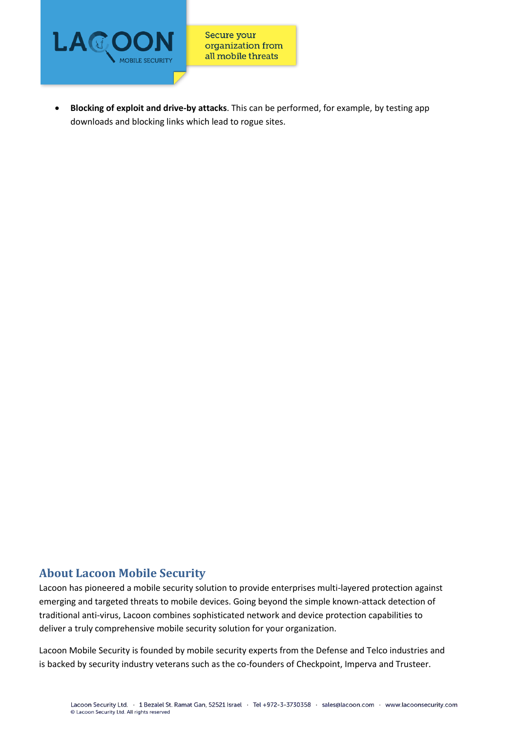- **Blocking of exploit and drive-by attacks**. This can be performed, for example, by testing app downloads and blocking links which lead to rogue sites.

## About Lacoon Mobile Security

Lacoon has pioneered a mobile security solution to provide enterprises multi-layered protection against emerging and targeted threats to mobile devices. Going beyond the simple known-attack detection of traditional anti-virus, Lacoon combines sophisticated network and device protection capabilities to deliver a truly comprehensive mobile security solution for your organization.

Lacoon Mobile Security is founded by mobile security experts from the Defense and Telco industries and is backed by security industry veterans such as the co-founders of Checkpoint, Imperva and Trusteer.